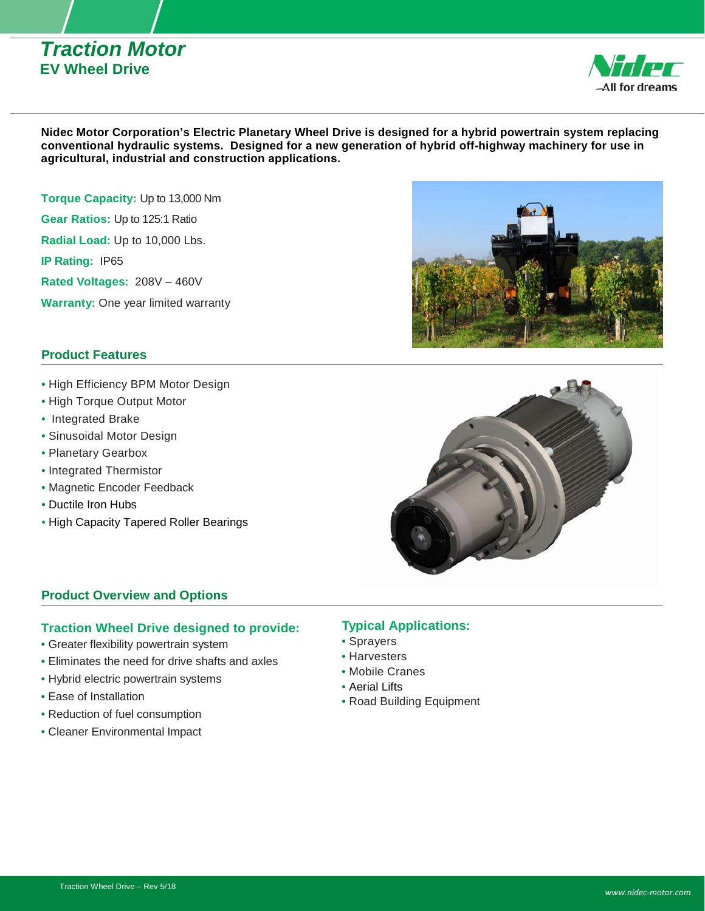# Traction Motor

## EV Wheel Drive

**Nidec Motor Corporation's Electric Planetary Wheel Drive is designed for a hybrid powertrain system replacing conventional hydraulic systems. Designed for a new generation of hybrid off-highway machinery for use in agricultural, industrial and construction applications.**

**Torque Capacity:** Up to 13,000 Nm

**Gear Ratios:** Up to 125:1 Ratio

**Radial Load:** Up to 10,000 Lbs.

**IP Rating:** IP65

**Rated Voltages:** 208V – 460V

**Warranty:** One year limited warranty

## Product Features

- High Efficiency BPM Motor Design
- High Torque Output Motor
- Integrated Brake
- Sinusoidal Motor Design
- Planetary Gearbox
- Integrated Thermistor
- Magnetic Encoder Feedback
- Ductile Iron Hubs
- High Capacity Tapered Roller Bearings

## Product Overview and Options

### Traction Wheel Drive designed to provide:

- Greater flexibility powertrain system
- Eliminates the need for drive shafts and axles
- Hybrid electric powertrain systems
- Ease of Installation
- Reduction of fuel consumption
- Cleaner Environmental Impact

### Typical Applications:

- Sprayers
- Harvesters
- Mobile Cranes
- Aerial Lifts
- Road Building Equipment

Traction Wheel Drive – Rev 5/18

www.nidec-motor.com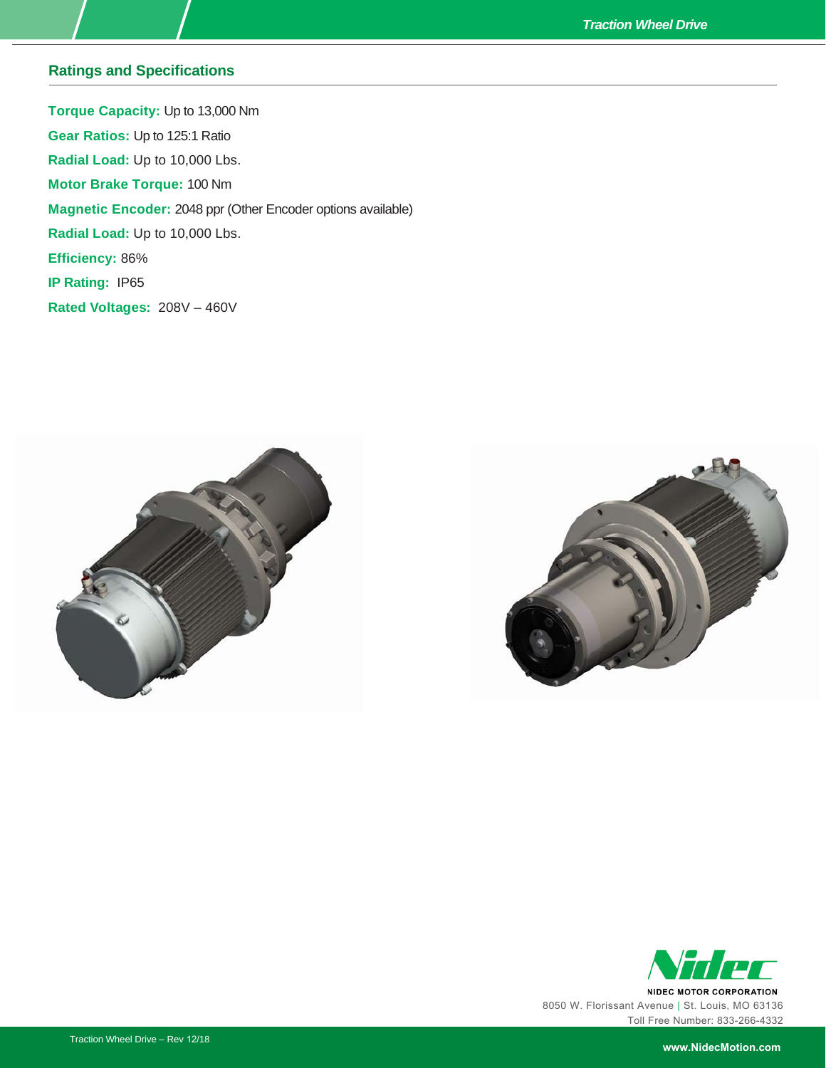## Ratings and Specifications

**Torque Capacity:** Up to 13,000 Nm

**Gear Ratios:** Up to 125:1 Ratio

**Radial Load:** Up to 10,000 Lbs.

**Motor Brake Torque:** 100 Nm

**Magnetic Encoder:** 2048 ppr (Other Encoder options available)

**Radial Load:** Up to 10,000 Lbs.

**Efficiency:** 86%

**IP Rating:** IP65

**Rated Voltages:** 208V – 460V

NIDEC MOTOR CORPORATION
8050 W. Florissant Avenue | St. Louis, MO 63136
Toll Free Number: 833-266-4332

Traction Wheel Drive – Rev 12/18

www.NidecMotion.com